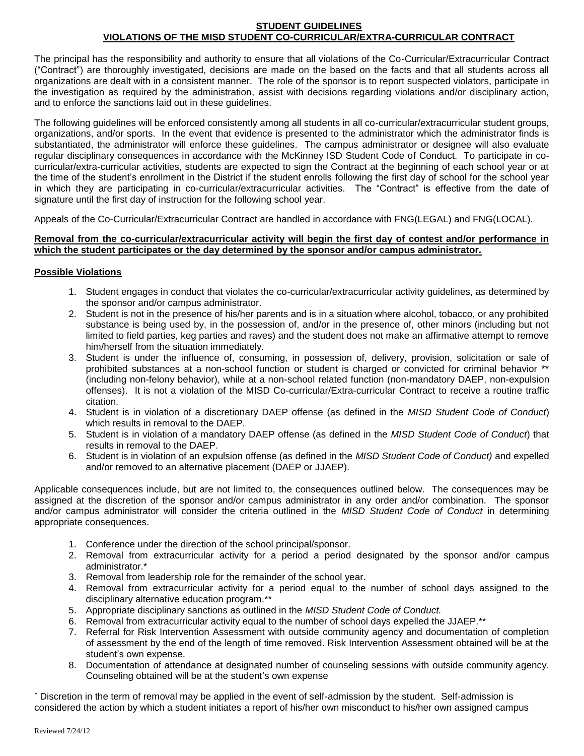# STUDENT GUIDELINES
## VIOLATIONS OF THE MISD STUDENT CO-CURRICULAR/EXTRA-CURRICULAR CONTRACT

The principal has the responsibility and authority to ensure that all violations of the Co-Curricular/Extracurricular Contract ("Contract") are thoroughly investigated, decisions are made on the based on the facts and that all students across all organizations are dealt with in a consistent manner. The role of the sponsor is to report suspected violators, participate in the investigation as required by the administration, assist with decisions regarding violations and/or disciplinary action, and to enforce the sanctions laid out in these guidelines.

The following guidelines will be enforced consistently among all students in all co-curricular/extracurricular student groups, organizations, and/or sports. In the event that evidence is presented to the administrator which the administrator finds is substantiated, the administrator will enforce these guidelines. The campus administrator or designee will also evaluate regular disciplinary consequences in accordance with the McKinney ISD Student Code of Conduct. To participate in co-curricular/extra-curricular activities, students are expected to sign the Contract at the beginning of each school year or at the time of the student's enrollment in the District if the student enrolls following the first day of school for the school year in which they are participating in co-curricular/extracurricular activities. The "Contract" is effective from the date of signature until the first day of instruction for the following school year.

Appeals of the Co-Curricular/Extracurricular Contract are handled in accordance with FNG(LEGAL) and FNG(LOCAL).

**Removal from the co-curricular/extracurricular activity will begin the first day of contest and/or performance in which the student participates or the day determined by the sponsor and/or campus administrator.**

**Possible Violations**

1. Student engages in conduct that violates the co-curricular/extracurricular activity guidelines, as determined by the sponsor and/or campus administrator.
2. Student is not in the presence of his/her parents and is in a situation where alcohol, tobacco, or any prohibited substance is being used by, in the possession of, and/or in the presence of, other minors (including but not limited to field parties, keg parties and raves) and the student does not make an affirmative attempt to remove him/herself from the situation immediately.
3. Student is under the influence of, consuming, in possession of, delivery, provision, solicitation or sale of prohibited substances at a non-school function or student is charged or convicted for criminal behavior ** (including non-felony behavior), while at a non-school related function (non-mandatory DAEP, non-expulsion offenses). It is not a violation of the MISD Co-curricular/Extra-curricular Contract to receive a routine traffic citation.
4. Student is in violation of a discretionary DAEP offense (as defined in the *MISD Student Code of Conduct*) which results in removal to the DAEP.
5. Student is in violation of a mandatory DAEP offense (as defined in the *MISD Student Code of Conduct*) that results in removal to the DAEP.
6. Student is in violation of an expulsion offense (as defined in the *MISD Student Code of Conduct)* and expelled and/or removed to an alternative placement (DAEP or JJAEP).

Applicable consequences include, but are not limited to, the consequences outlined below. The consequences may be assigned at the discretion of the sponsor and/or campus administrator in any order and/or combination. The sponsor and/or campus administrator will consider the criteria outlined in the *MISD Student Code of Conduct* in determining appropriate consequences.

1. Conference under the direction of the school principal/sponsor.
2. Removal from extracurricular activity for a period a period designated by the sponsor and/or campus administrator.*
3. Removal from leadership role for the remainder of the school year.
4. Removal from extracurricular activity for a period equal to the number of school days assigned to the disciplinary alternative education program.**
5. Appropriate disciplinary sanctions as outlined in the *MISD Student Code of Conduct.*
6. Removal from extracurricular activity equal to the number of school days expelled the JJAEP.**
7. Referral for Risk Intervention Assessment with outside community agency and documentation of completion of assessment by the end of the length of time removed. Risk Intervention Assessment obtained will be at the student's own expense.
8. Documentation of attendance at designated number of counseling sessions with outside community agency. Counseling obtained will be at the student's own expense

* Discretion in the term of removal may be applied in the event of self-admission by the student. Self-admission is considered the action by which a student initiates a report of his/her own misconduct to his/her own assigned campus

Reviewed 7/24/12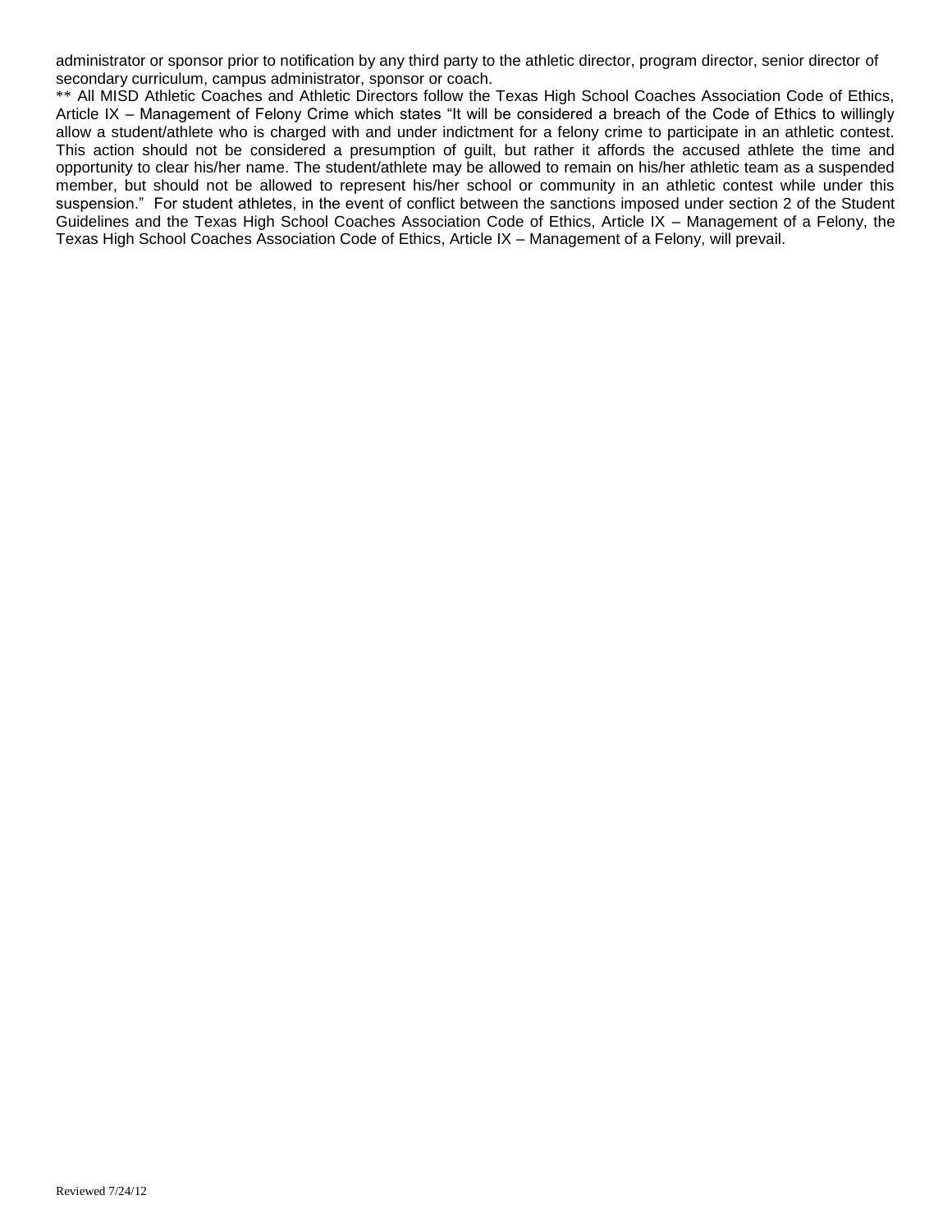administrator or sponsor prior to notification by any third party to the athletic director, program director, senior director of secondary curriculum, campus administrator, sponsor or coach.

** All MISD Athletic Coaches and Athletic Directors follow the Texas High School Coaches Association Code of Ethics, Article IX – Management of Felony Crime which states "It will be considered a breach of the Code of Ethics to willingly allow a student/athlete who is charged with and under indictment for a felony crime to participate in an athletic contest. This action should not be considered a presumption of guilt, but rather it affords the accused athlete the time and opportunity to clear his/her name. The student/athlete may be allowed to remain on his/her athletic team as a suspended member, but should not be allowed to represent his/her school or community in an athletic contest while under this suspension." For student athletes, in the event of conflict between the sanctions imposed under section 2 of the Student Guidelines and the Texas High School Coaches Association Code of Ethics, Article IX – Management of a Felony, the Texas High School Coaches Association Code of Ethics, Article IX – Management of a Felony, will prevail.

Reviewed 7/24/12